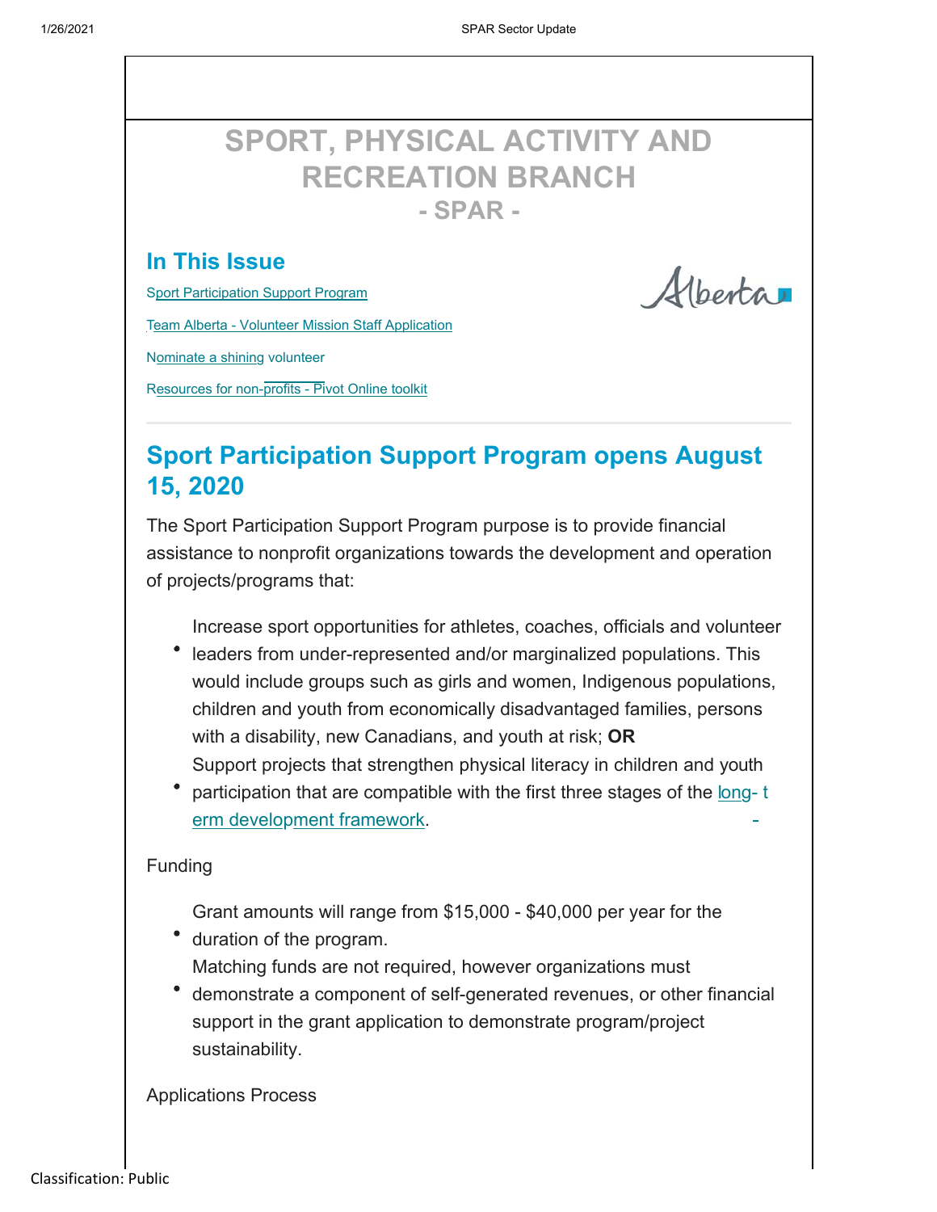# SPORT, PHYSICAL ACTIVITY AND RECREATION BRANCH

## - SPAR -

### In This Issue

Sport Participation Support Program

Team Alberta - Volunteer Mission Staff Application

Nominate a shining volunteer

Resources for non-profits - Pivot Online toolkit

## Sport Participation Support Program opens August 15, 2020

The Sport Participation Support Program purpose is to provide financial assistance to nonprofit organizations towards the development and operation of projects/programs that:

- Increase sport opportunities for athletes, coaches, officials and volunteer leaders from under-represented and/or marginalized populations. This would include groups such as girls and women, Indigenous populations, children and youth from economically disadvantaged families, persons with a disability, new Canadians, and youth at risk; **OR**
- Support projects that strengthen physical literacy in children and youth participation that are compatible with the first three stages of the long-term development framework.

Funding

- Grant amounts will range from $15,000 - $40,000 per year for the duration of the program.
- Matching funds are not required, however organizations must demonstrate a component of self-generated revenues, or other financial support in the grant application to demonstrate program/project sustainability.

Applications Process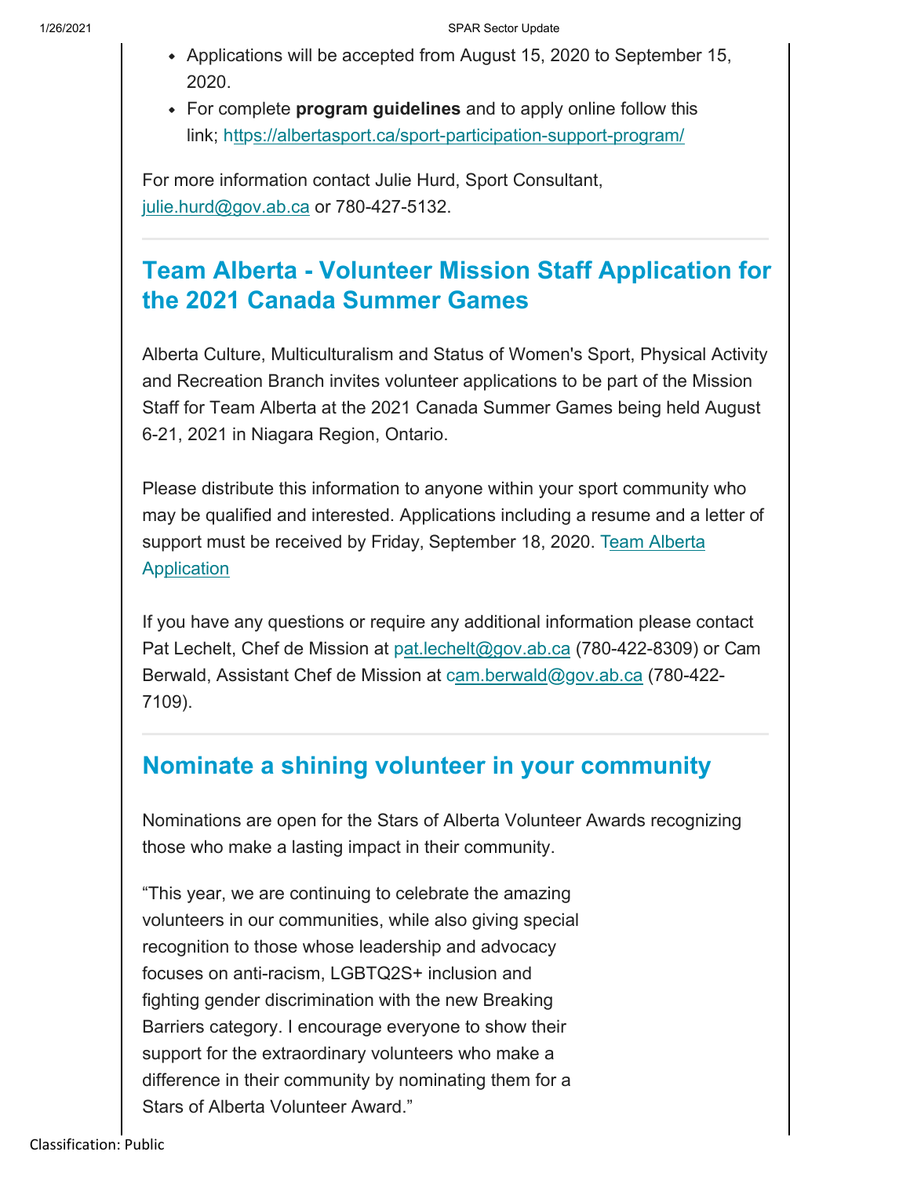- Applications will be accepted from August 15, 2020 to September 15, 2020.
- For complete **program guidelines** and to apply online follow this link; https://albertasport.ca/sport-participation-support-program/

For more information contact Julie Hurd, Sport Consultant, julie.hurd@gov.ab.ca or 780-427-5132.

---

## Team Alberta - Volunteer Mission Staff Application for the 2021 Canada Summer Games

Alberta Culture, Multiculturalism and Status of Women's Sport, Physical Activity and Recreation Branch invites volunteer applications to be part of the Mission Staff for Team Alberta at the 2021 Canada Summer Games being held August 6-21, 2021 in Niagara Region, Ontario.

Please distribute this information to anyone within your sport community who may be qualified and interested. Applications including a resume and a letter of support must be received by Friday, September 18, 2020. Team Alberta Application

If you have any questions or require any additional information please contact Pat Lechelt, Chef de Mission at pat.lechelt@gov.ab.ca (780-422-8309) or Cam Berwald, Assistant Chef de Mission at cam.berwald@gov.ab.ca (780-422-7109).

---

## Nominate a shining volunteer in your community

Nominations are open for the Stars of Alberta Volunteer Awards recognizing those who make a lasting impact in their community.

“This year, we are continuing to celebrate the amazing volunteers in our communities, while also giving special recognition to those whose leadership and advocacy focuses on anti-racism, LGBTQ2S+ inclusion and fighting gender discrimination with the new Breaking Barriers category. I encourage everyone to show their support for the extraordinary volunteers who make a difference in their community by nominating them for a Stars of Alberta Volunteer Award.”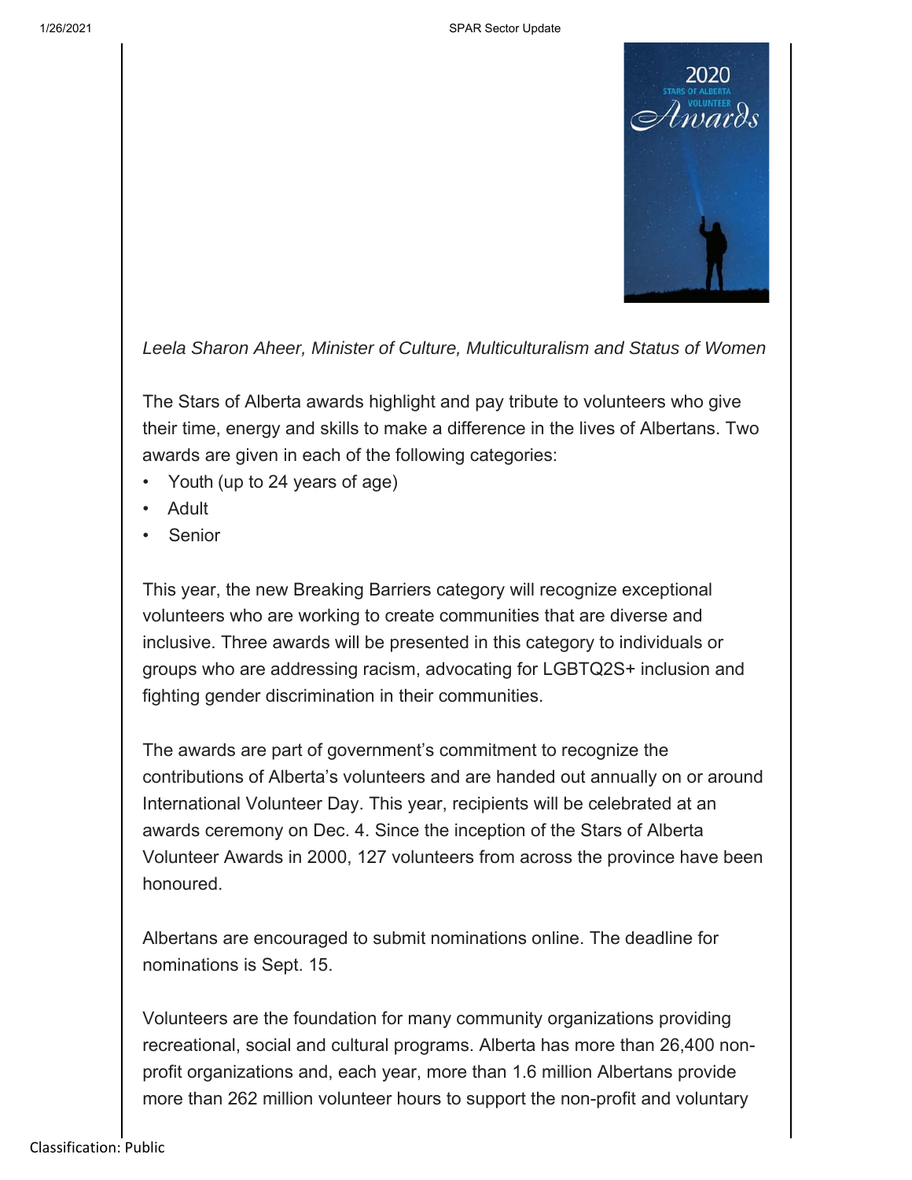*Leela Sharon Aheer, Minister of Culture, Multiculturalism and Status of Women*

The Stars of Alberta awards highlight and pay tribute to volunteers who give their time, energy and skills to make a difference in the lives of Albertans. Two awards are given in each of the following categories:

- Youth (up to 24 years of age)
- Adult
- Senior

This year, the new Breaking Barriers category will recognize exceptional volunteers who are working to create communities that are diverse and inclusive. Three awards will be presented in this category to individuals or groups who are addressing racism, advocating for LGBTQ2S+ inclusion and fighting gender discrimination in their communities.

The awards are part of government's commitment to recognize the contributions of Alberta's volunteers and are handed out annually on or around International Volunteer Day. This year, recipients will be celebrated at an awards ceremony on Dec. 4. Since the inception of the Stars of Alberta Volunteer Awards in 2000, 127 volunteers from across the province have been honoured.

Albertans are encouraged to submit nominations online. The deadline for nominations is Sept. 15.

Volunteers are the foundation for many community organizations providing recreational, social and cultural programs. Alberta has more than 26,400 non-profit organizations and, each year, more than 1.6 million Albertans provide more than 262 million volunteer hours to support the non-profit and voluntary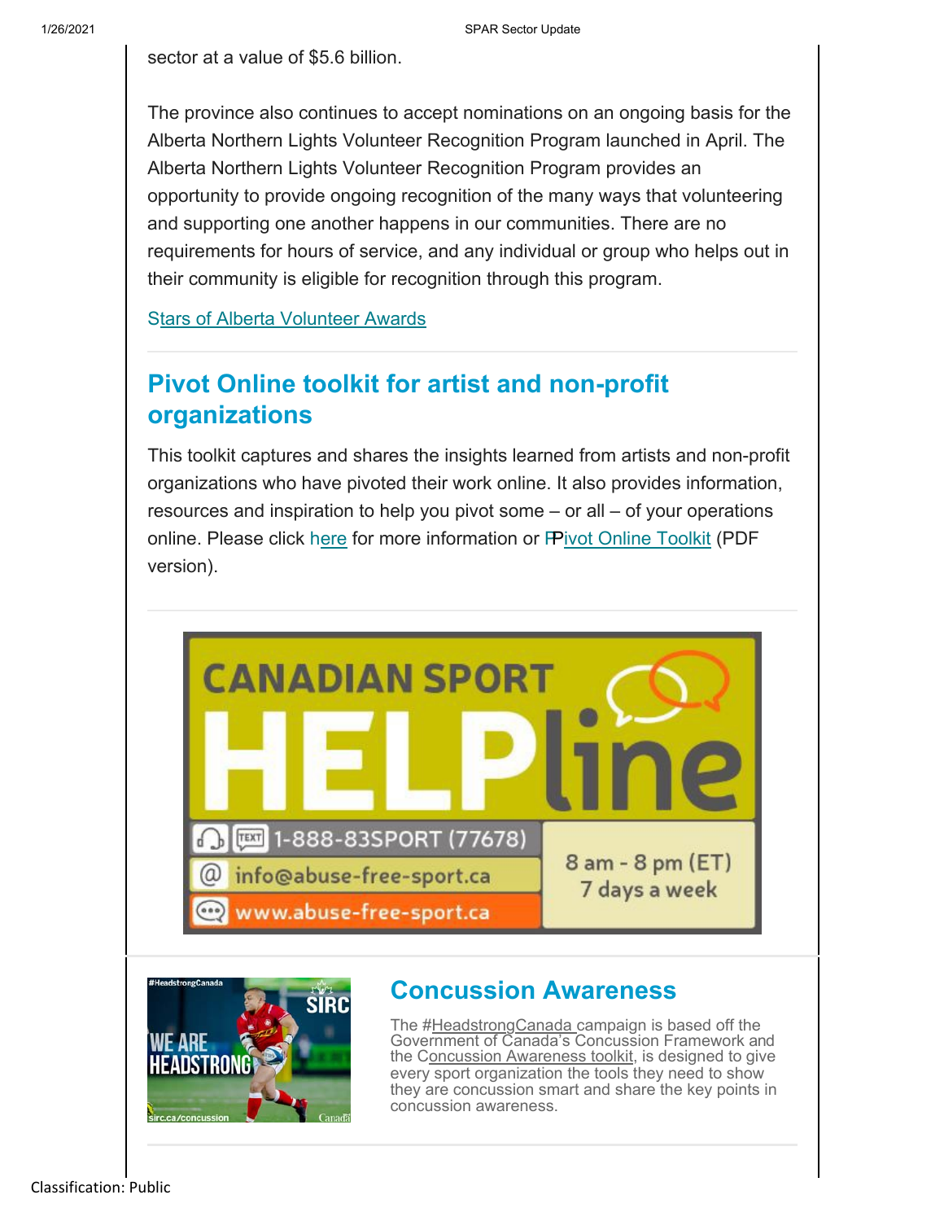sector at a value of $5.6 billion.

The province also continues to accept nominations on an ongoing basis for the Alberta Northern Lights Volunteer Recognition Program launched in April. The Alberta Northern Lights Volunteer Recognition Program provides an opportunity to provide ongoing recognition of the many ways that volunteering and supporting one another happens in our communities. There are no requirements for hours of service, and any individual or group who helps out in their community is eligible for recognition through this program.

Stars of Alberta Volunteer Awards

## Pivot Online toolkit for artist and non-profit organizations

This toolkit captures and shares the insights learned from artists and non-profit organizations who have pivoted their work online. It also provides information, resources and inspiration to help you pivot some – or all – of your operations online. Please click here for more information or Pivot Online Toolkit (PDF version).

CANADIAN SPORT HELPline

1-888-83SPORT (77678)

info@abuse-free-sport.ca

www.abuse-free-sport.ca

8 am - 8 pm (ET)
7 days a week

## Concussion Awareness

The #HeadstrongCanada campaign is based off the Government of Canada's Concussion Framework and the Concussion Awareness toolkit, is designed to give every sport organization the tools they need to show they are concussion smart and share the key points in concussion awareness.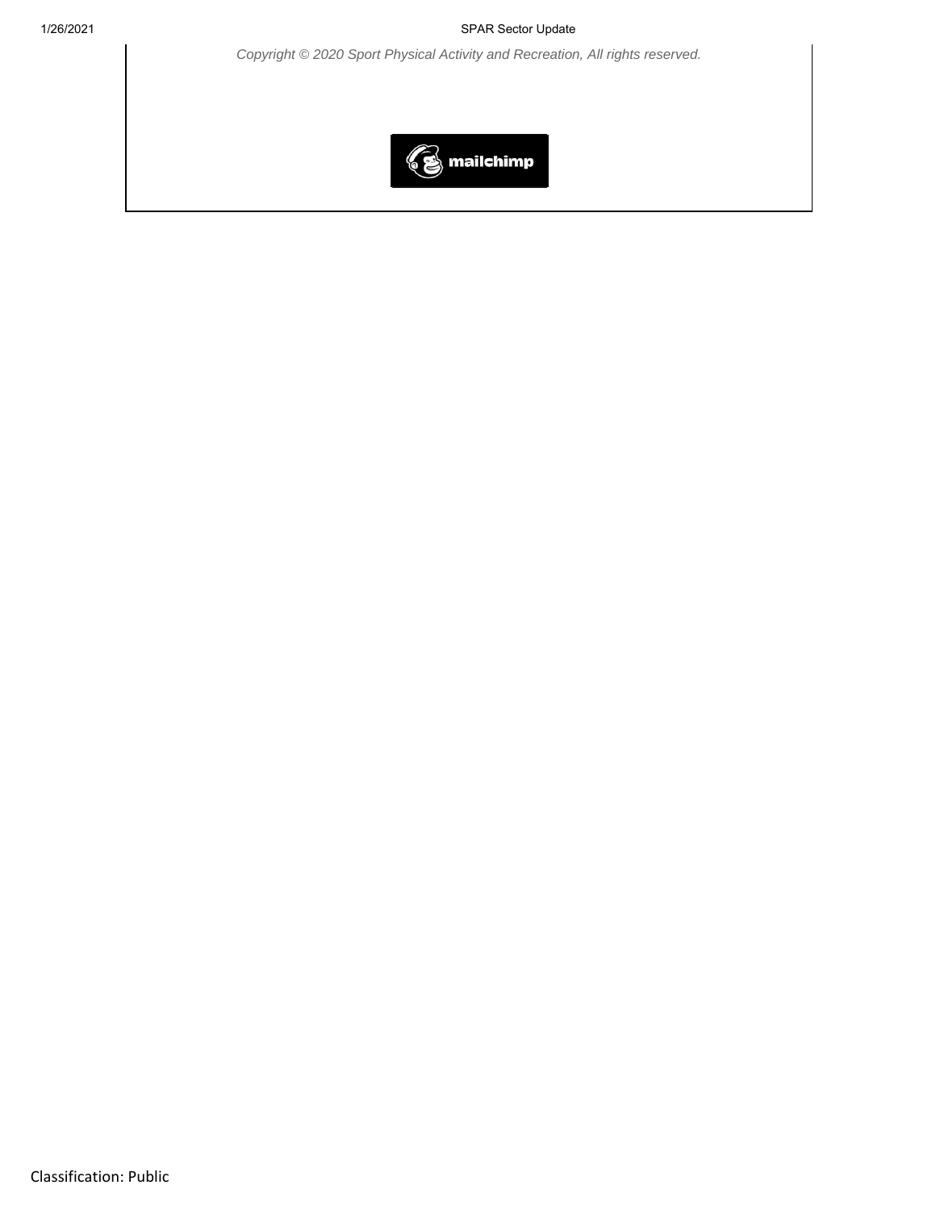*Copyright © 2020 Sport Physical Activity and Recreation, All rights reserved.*

mailchimp

Classification: Public